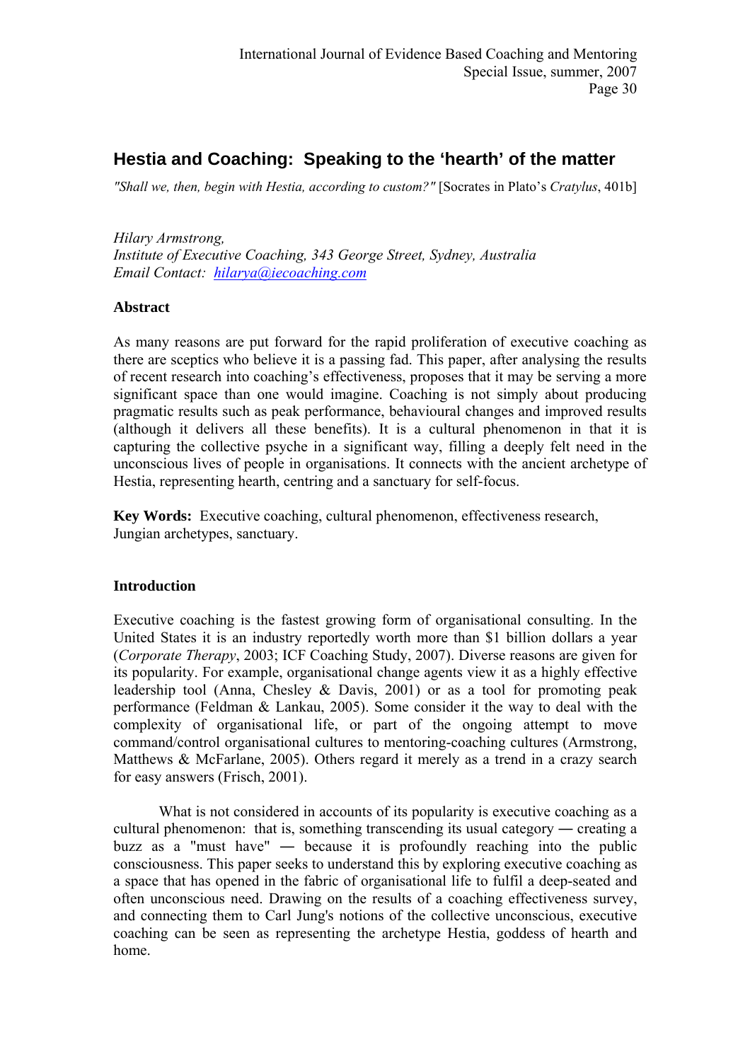# Hestia and Coaching: Speaking to the 'hearth' of the matter

*"Shall we, then, begin with Hestia, according to custom?"* [Socrates in Plato's *Cratylus*, 401b]

*Hilary Armstrong,*
*Institute of Executive Coaching, 343 George Street, Sydney, Australia*
*Email Contact: hilarya@iecoaching.com*

**Abstract**

As many reasons are put forward for the rapid proliferation of executive coaching as there are sceptics who believe it is a passing fad. This paper, after analysing the results of recent research into coaching's effectiveness, proposes that it may be serving a more significant space than one would imagine. Coaching is not simply about producing pragmatic results such as peak performance, behavioural changes and improved results (although it delivers all these benefits). It is a cultural phenomenon in that it is capturing the collective psyche in a significant way, filling a deeply felt need in the unconscious lives of people in organisations. It connects with the ancient archetype of Hestia, representing hearth, centring and a sanctuary for self-focus.

**Key Words:** Executive coaching, cultural phenomenon, effectiveness research, Jungian archetypes, sanctuary.

**Introduction**

Executive coaching is the fastest growing form of organisational consulting. In the United States it is an industry reportedly worth more than $1 billion dollars a year (*Corporate Therapy*, 2003; ICF Coaching Study, 2007). Diverse reasons are given for its popularity. For example, organisational change agents view it as a highly effective leadership tool (Anna, Chesley & Davis, 2001) or as a tool for promoting peak performance (Feldman & Lankau, 2005). Some consider it the way to deal with the complexity of organisational life, or part of the ongoing attempt to move command/control organisational cultures to mentoring-coaching cultures (Armstrong, Matthews & McFarlane, 2005). Others regard it merely as a trend in a crazy search for easy answers (Frisch, 2001).

What is not considered in accounts of its popularity is executive coaching as a cultural phenomenon: that is, something transcending its usual category ― creating a buzz as a "must have" ― because it is profoundly reaching into the public consciousness. This paper seeks to understand this by exploring executive coaching as a space that has opened in the fabric of organisational life to fulfil a deep-seated and often unconscious need. Drawing on the results of a coaching effectiveness survey, and connecting them to Carl Jung's notions of the collective unconscious, executive coaching can be seen as representing the archetype Hestia, goddess of hearth and home.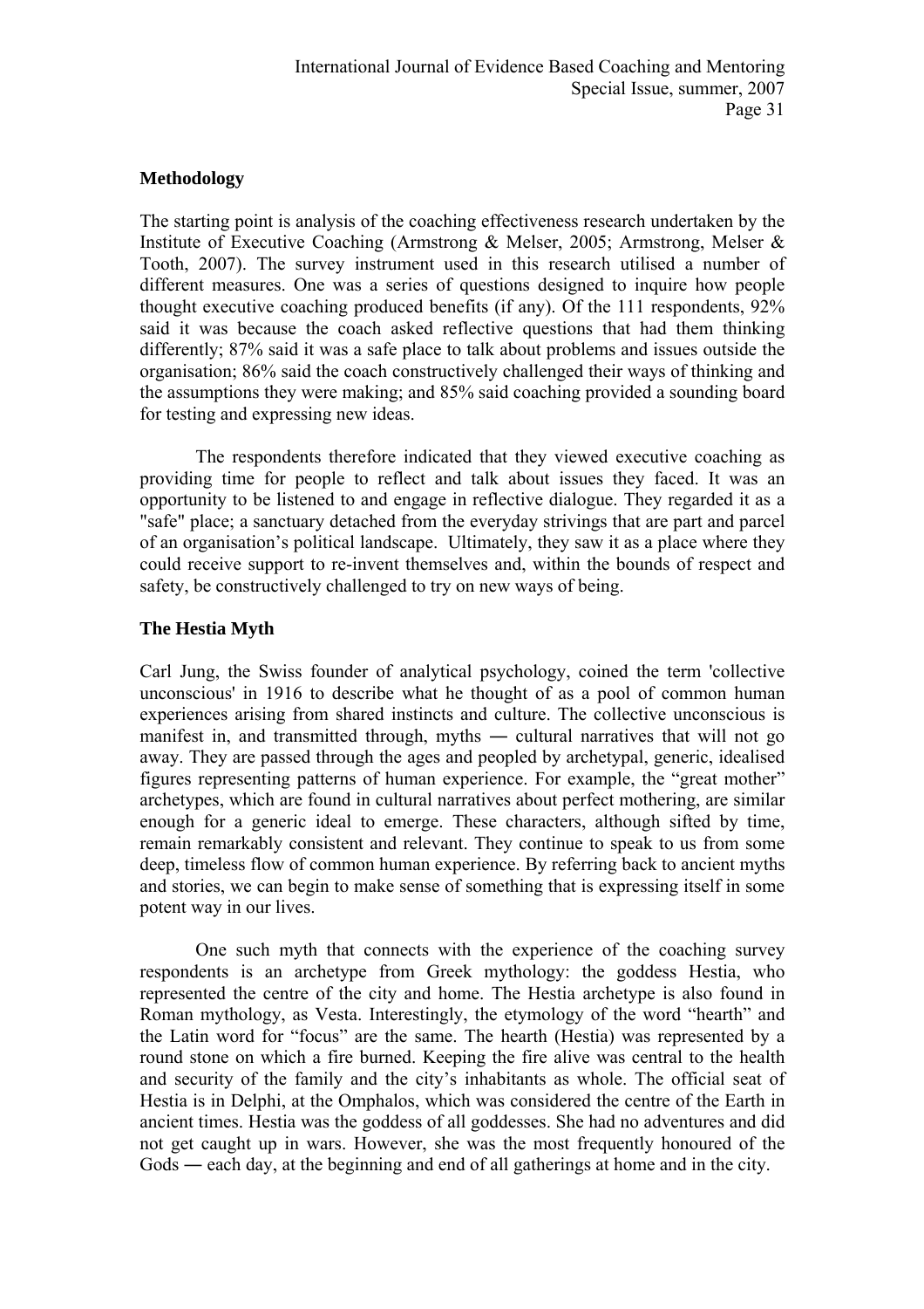## Methodology

The starting point is analysis of the coaching effectiveness research undertaken by the Institute of Executive Coaching (Armstrong & Melser, 2005; Armstrong, Melser & Tooth, 2007). The survey instrument used in this research utilised a number of different measures. One was a series of questions designed to inquire how people thought executive coaching produced benefits (if any). Of the 111 respondents, 92% said it was because the coach asked reflective questions that had them thinking differently; 87% said it was a safe place to talk about problems and issues outside the organisation; 86% said the coach constructively challenged their ways of thinking and the assumptions they were making; and 85% said coaching provided a sounding board for testing and expressing new ideas.

The respondents therefore indicated that they viewed executive coaching as providing time for people to reflect and talk about issues they faced. It was an opportunity to be listened to and engage in reflective dialogue. They regarded it as a "safe" place; a sanctuary detached from the everyday strivings that are part and parcel of an organisation's political landscape. Ultimately, they saw it as a place where they could receive support to re-invent themselves and, within the bounds of respect and safety, be constructively challenged to try on new ways of being.

## The Hestia Myth

Carl Jung, the Swiss founder of analytical psychology, coined the term 'collective unconscious' in 1916 to describe what he thought of as a pool of common human experiences arising from shared instincts and culture. The collective unconscious is manifest in, and transmitted through, myths ― cultural narratives that will not go away. They are passed through the ages and peopled by archetypal, generic, idealised figures representing patterns of human experience. For example, the "great mother" archetypes, which are found in cultural narratives about perfect mothering, are similar enough for a generic ideal to emerge. These characters, although sifted by time, remain remarkably consistent and relevant. They continue to speak to us from some deep, timeless flow of common human experience. By referring back to ancient myths and stories, we can begin to make sense of something that is expressing itself in some potent way in our lives.

One such myth that connects with the experience of the coaching survey respondents is an archetype from Greek mythology: the goddess Hestia, who represented the centre of the city and home. The Hestia archetype is also found in Roman mythology, as Vesta. Interestingly, the etymology of the word "hearth" and the Latin word for "focus" are the same. The hearth (Hestia) was represented by a round stone on which a fire burned. Keeping the fire alive was central to the health and security of the family and the city's inhabitants as whole. The official seat of Hestia is in Delphi, at the Omphalos, which was considered the centre of the Earth in ancient times. Hestia was the goddess of all goddesses. She had no adventures and did not get caught up in wars. However, she was the most frequently honoured of the Gods ― each day, at the beginning and end of all gatherings at home and in the city.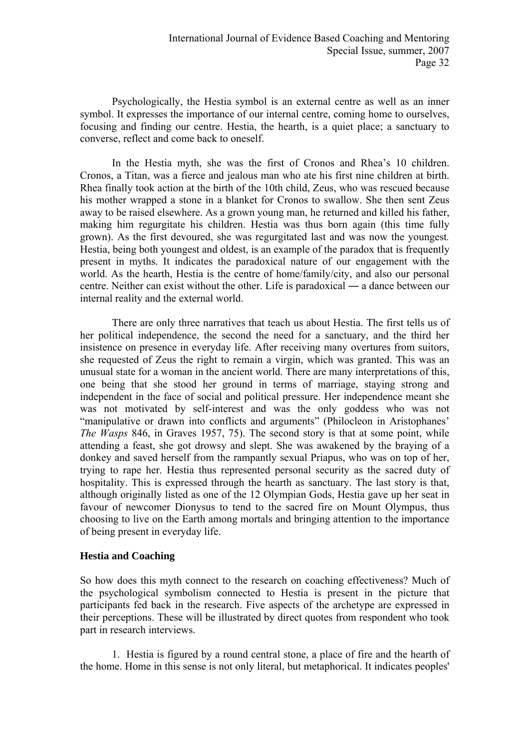Psychologically, the Hestia symbol is an external centre as well as an inner symbol. It expresses the importance of our internal centre, coming home to ourselves, focusing and finding our centre. Hestia, the hearth, is a quiet place; a sanctuary to converse, reflect and come back to oneself.

In the Hestia myth, she was the first of Cronos and Rhea's 10 children. Cronos, a Titan, was a fierce and jealous man who ate his first nine children at birth. Rhea finally took action at the birth of the 10th child, Zeus, who was rescued because his mother wrapped a stone in a blanket for Cronos to swallow. She then sent Zeus away to be raised elsewhere. As a grown young man, he returned and killed his father, making him regurgitate his children. Hestia was thus born again (this time fully grown). As the first devoured, she was regurgitated last and was now the youngest. Hestia, being both youngest and oldest, is an example of the paradox that is frequently present in myths. It indicates the paradoxical nature of our engagement with the world. As the hearth, Hestia is the centre of home/family/city, and also our personal centre. Neither can exist without the other. Life is paradoxical ― a dance between our internal reality and the external world.

There are only three narratives that teach us about Hestia. The first tells us of her political independence, the second the need for a sanctuary, and the third her insistence on presence in everyday life. After receiving many overtures from suitors, she requested of Zeus the right to remain a virgin, which was granted. This was an unusual state for a woman in the ancient world. There are many interpretations of this, one being that she stood her ground in terms of marriage, staying strong and independent in the face of social and political pressure. Her independence meant she was not motivated by self-interest and was the only goddess who was not "manipulative or drawn into conflicts and arguments" (Philocleon in Aristophanes' *The Wasps* 846, in Graves 1957, 75). The second story is that at some point, while attending a feast, she got drowsy and slept. She was awakened by the braying of a donkey and saved herself from the rampantly sexual Priapus, who was on top of her, trying to rape her. Hestia thus represented personal security as the sacred duty of hospitality. This is expressed through the hearth as sanctuary. The last story is that, although originally listed as one of the 12 Olympian Gods, Hestia gave up her seat in favour of newcomer Dionysus to tend to the sacred fire on Mount Olympus, thus choosing to live on the Earth among mortals and bringing attention to the importance of being present in everyday life.

## Hestia and Coaching

So how does this myth connect to the research on coaching effectiveness? Much of the psychological symbolism connected to Hestia is present in the picture that participants fed back in the research. Five aspects of the archetype are expressed in their perceptions. These will be illustrated by direct quotes from respondent who took part in research interviews.

1. Hestia is figured by a round central stone, a place of fire and the hearth of the home. Home in this sense is not only literal, but metaphorical. It indicates peoples'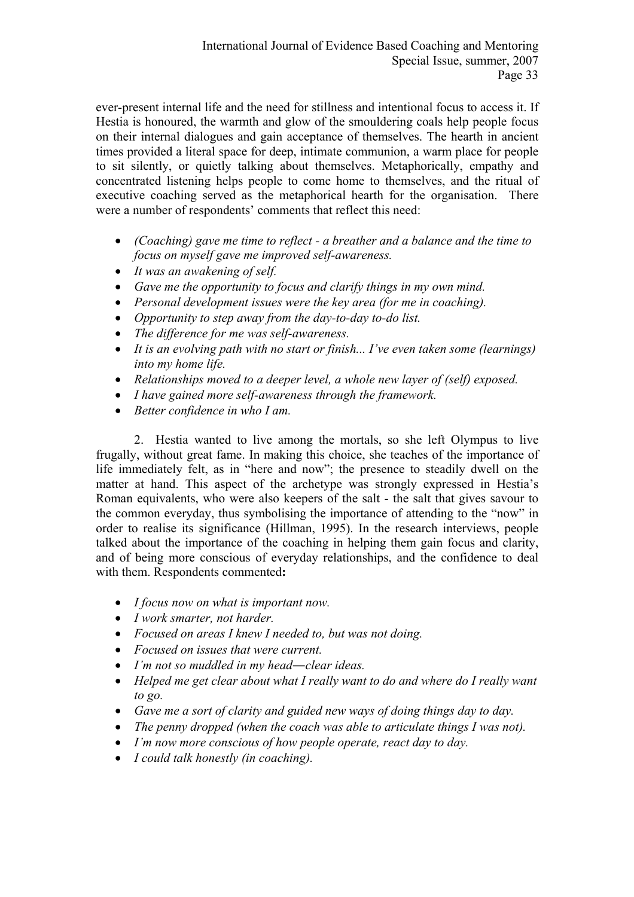ever-present internal life and the need for stillness and intentional focus to access it. If Hestia is honoured, the warmth and glow of the smouldering coals help people focus on their internal dialogues and gain acceptance of themselves. The hearth in ancient times provided a literal space for deep, intimate communion, a warm place for people to sit silently, or quietly talking about themselves. Metaphorically, empathy and concentrated listening helps people to come home to themselves, and the ritual of executive coaching served as the metaphorical hearth for the organisation. There were a number of respondents' comments that reflect this need:

- *(Coaching) gave me time to reflect - a breather and a balance and the time to focus on myself gave me improved self-awareness.*
- *It was an awakening of self.*
- *Gave me the opportunity to focus and clarify things in my own mind.*
- *Personal development issues were the key area (for me in coaching).*
- *Opportunity to step away from the day-to-day to-do list.*
- *The difference for me was self-awareness.*
- *It is an evolving path with no start or finish... I've even taken some (learnings) into my home life.*
- *Relationships moved to a deeper level, a whole new layer of (self) exposed.*
- *I have gained more self-awareness through the framework.*
- *Better confidence in who I am.*

2. Hestia wanted to live among the mortals, so she left Olympus to live frugally, without great fame. In making this choice, she teaches of the importance of life immediately felt, as in "here and now"; the presence to steadily dwell on the matter at hand. This aspect of the archetype was strongly expressed in Hestia's Roman equivalents, who were also keepers of the salt - the salt that gives savour to the common everyday, thus symbolising the importance of attending to the "now" in order to realise its significance (Hillman, 1995). In the research interviews, people talked about the importance of the coaching in helping them gain focus and clarity, and of being more conscious of everyday relationships, and the confidence to deal with them. Respondents commented**:**

- *I focus now on what is important now.*
- *I work smarter, not harder.*
- *Focused on areas I knew I needed to, but was not doing.*
- *Focused on issues that were current.*
- *I'm not so muddled in my head—clear ideas.*
- *Helped me get clear about what I really want to do and where do I really want to go.*
- *Gave me a sort of clarity and guided new ways of doing things day to day.*
- *The penny dropped (when the coach was able to articulate things I was not).*
- *I'm now more conscious of how people operate, react day to day.*
- *I could talk honestly (in coaching).*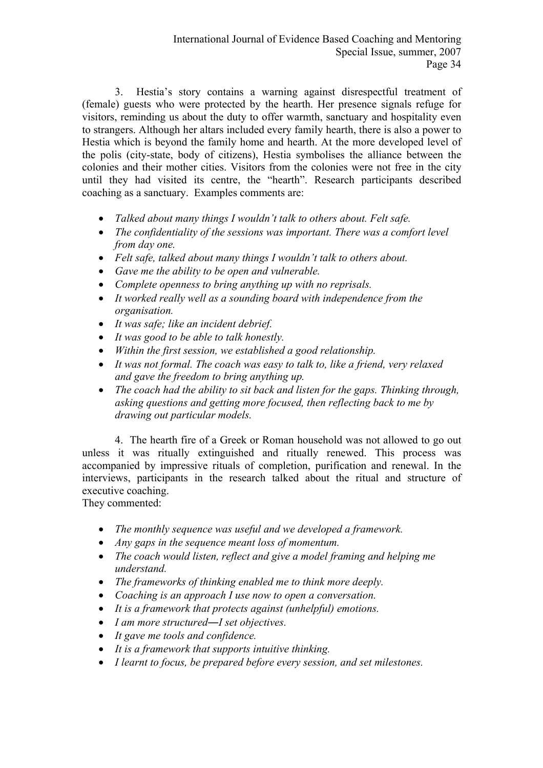3. Hestia's story contains a warning against disrespectful treatment of (female) guests who were protected by the hearth. Her presence signals refuge for visitors, reminding us about the duty to offer warmth, sanctuary and hospitality even to strangers. Although her altars included every family hearth, there is also a power to Hestia which is beyond the family home and hearth. At the more developed level of the polis (city-state, body of citizens), Hestia symbolises the alliance between the colonies and their mother cities. Visitors from the colonies were not free in the city until they had visited its centre, the "hearth". Research participants described coaching as a sanctuary. Examples comments are:

- *Talked about many things I wouldn't talk to others about. Felt safe.*
- *The confidentiality of the sessions was important. There was a comfort level from day one.*
- *Felt safe, talked about many things I wouldn't talk to others about.*
- *Gave me the ability to be open and vulnerable.*
- *Complete openness to bring anything up with no reprisals.*
- *It worked really well as a sounding board with independence from the organisation.*
- *It was safe; like an incident debrief.*
- *It was good to be able to talk honestly.*
- *Within the first session, we established a good relationship.*
- *It was not formal. The coach was easy to talk to, like a friend, very relaxed and gave the freedom to bring anything up.*
- *The coach had the ability to sit back and listen for the gaps. Thinking through, asking questions and getting more focused, then reflecting back to me by drawing out particular models.*

4. The hearth fire of a Greek or Roman household was not allowed to go out unless it was ritually extinguished and ritually renewed. This process was accompanied by impressive rituals of completion, purification and renewal. In the interviews, participants in the research talked about the ritual and structure of executive coaching.
They commented:

- *The monthly sequence was useful and we developed a framework.*
- *Any gaps in the sequence meant loss of momentum.*
- *The coach would listen, reflect and give a model framing and helping me understand.*
- *The frameworks of thinking enabled me to think more deeply.*
- *Coaching is an approach I use now to open a conversation.*
- *It is a framework that protects against (unhelpful) emotions.*
- *I am more structured—I set objectives.*
- *It gave me tools and confidence.*
- *It is a framework that supports intuitive thinking.*
- *I learnt to focus, be prepared before every session, and set milestones.*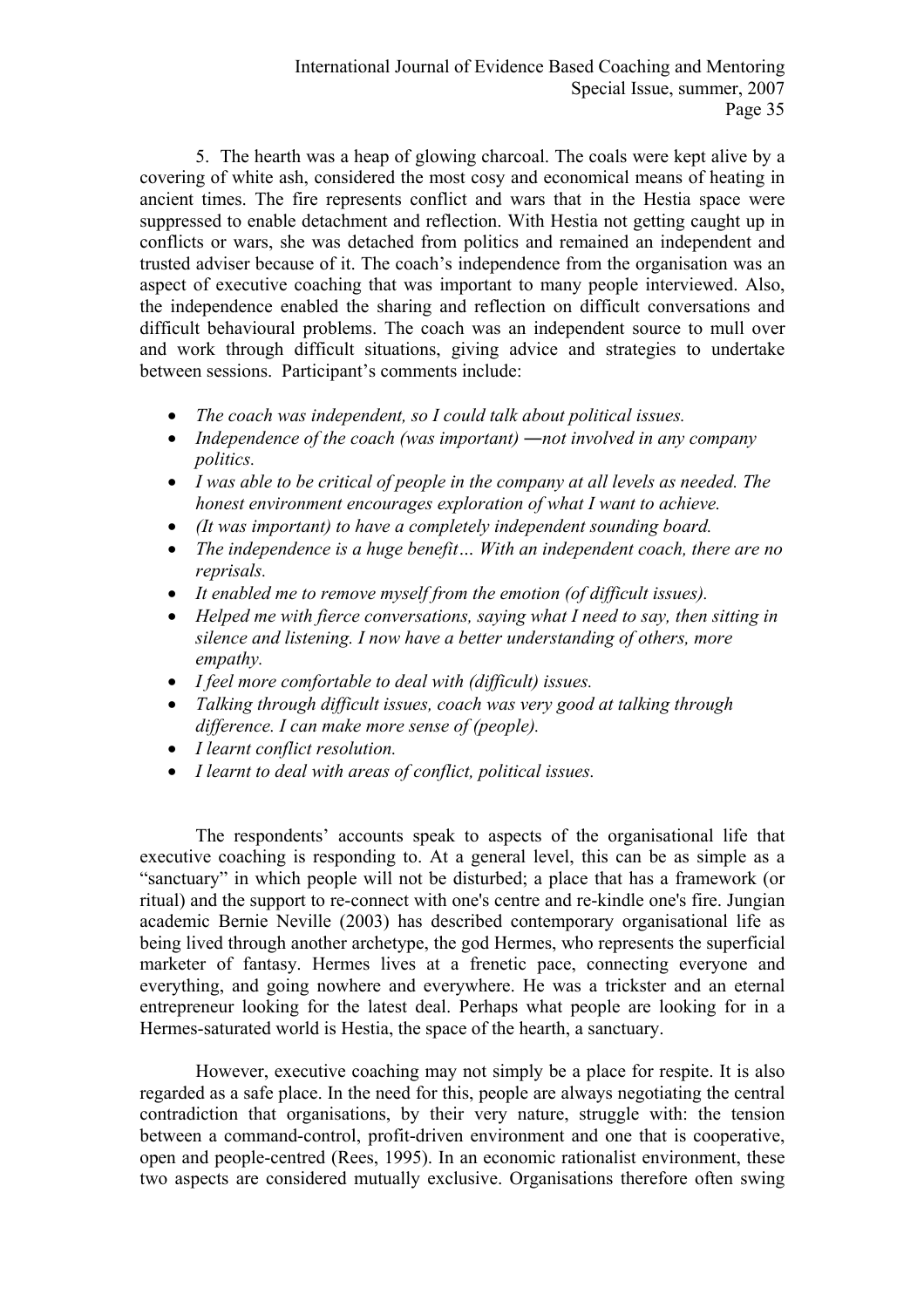5. The hearth was a heap of glowing charcoal. The coals were kept alive by a covering of white ash, considered the most cosy and economical means of heating in ancient times. The fire represents conflict and wars that in the Hestia space were suppressed to enable detachment and reflection. With Hestia not getting caught up in conflicts or wars, she was detached from politics and remained an independent and trusted adviser because of it. The coach's independence from the organisation was an aspect of executive coaching that was important to many people interviewed. Also, the independence enabled the sharing and reflection on difficult conversations and difficult behavioural problems. The coach was an independent source to mull over and work through difficult situations, giving advice and strategies to undertake between sessions. Participant's comments include:

- *The coach was independent, so I could talk about political issues.*
- *Independence of the coach (was important) ―not involved in any company politics.*
- *I was able to be critical of people in the company at all levels as needed. The honest environment encourages exploration of what I want to achieve.*
- *(It was important) to have a completely independent sounding board.*
- *The independence is a huge benefit… With an independent coach, there are no reprisals.*
- *It enabled me to remove myself from the emotion (of difficult issues).*
- *Helped me with fierce conversations, saying what I need to say, then sitting in silence and listening. I now have a better understanding of others, more empathy.*
- *I feel more comfortable to deal with (difficult) issues.*
- *Talking through difficult issues, coach was very good at talking through difference. I can make more sense of (people).*
- *I learnt conflict resolution.*
- *I learnt to deal with areas of conflict, political issues.*

The respondents' accounts speak to aspects of the organisational life that executive coaching is responding to. At a general level, this can be as simple as a "sanctuary" in which people will not be disturbed; a place that has a framework (or ritual) and the support to re-connect with one's centre and re-kindle one's fire. Jungian academic Bernie Neville (2003) has described contemporary organisational life as being lived through another archetype, the god Hermes, who represents the superficial marketer of fantasy. Hermes lives at a frenetic pace, connecting everyone and everything, and going nowhere and everywhere. He was a trickster and an eternal entrepreneur looking for the latest deal. Perhaps what people are looking for in a Hermes-saturated world is Hestia, the space of the hearth, a sanctuary.

However, executive coaching may not simply be a place for respite. It is also regarded as a safe place. In the need for this, people are always negotiating the central contradiction that organisations, by their very nature, struggle with: the tension between a command-control, profit-driven environment and one that is cooperative, open and people-centred (Rees, 1995). In an economic rationalist environment, these two aspects are considered mutually exclusive. Organisations therefore often swing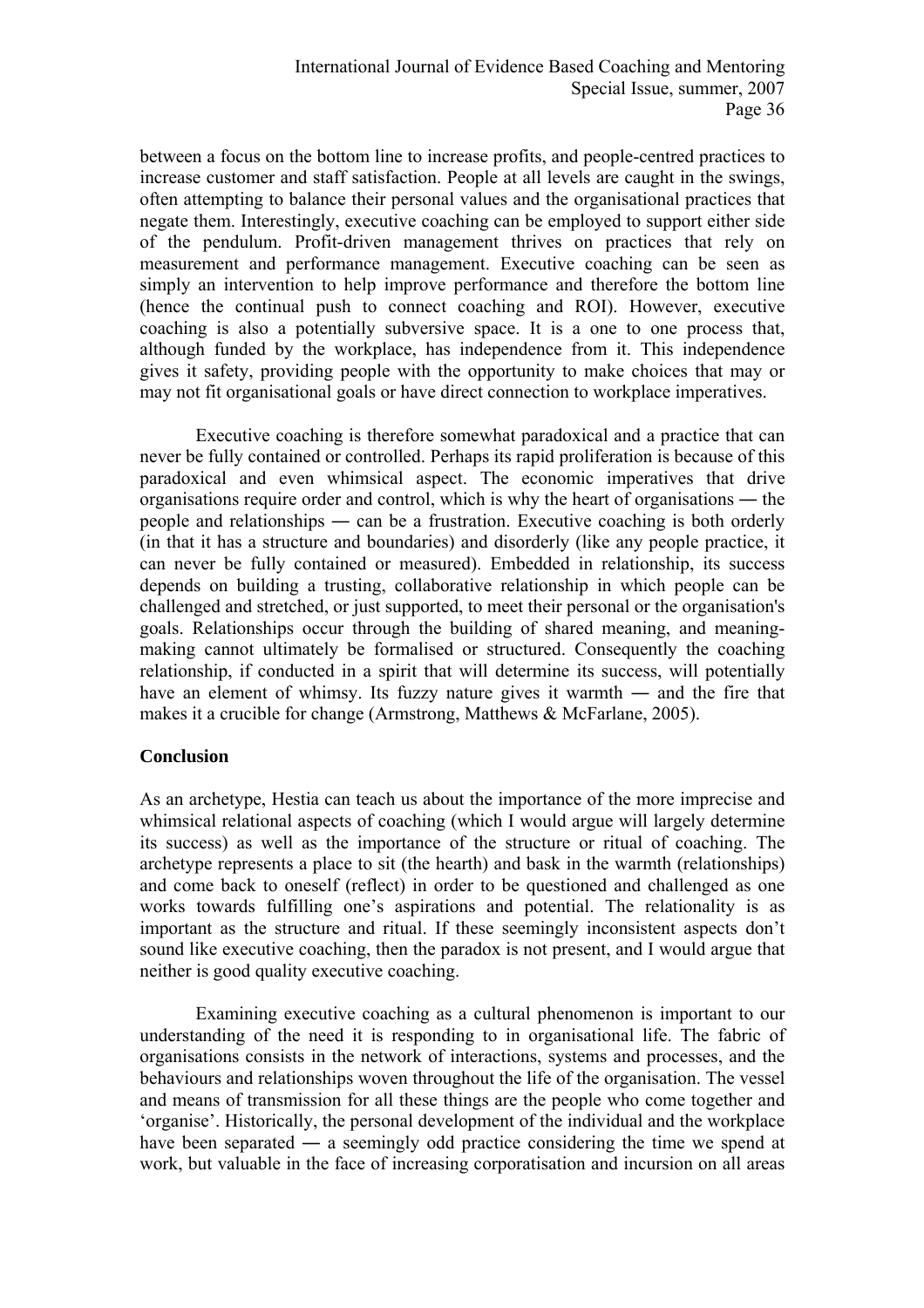between a focus on the bottom line to increase profits, and people-centred practices to increase customer and staff satisfaction. People at all levels are caught in the swings, often attempting to balance their personal values and the organisational practices that negate them. Interestingly, executive coaching can be employed to support either side of the pendulum. Profit-driven management thrives on practices that rely on measurement and performance management. Executive coaching can be seen as simply an intervention to help improve performance and therefore the bottom line (hence the continual push to connect coaching and ROI). However, executive coaching is also a potentially subversive space. It is a one to one process that, although funded by the workplace, has independence from it. This independence gives it safety, providing people with the opportunity to make choices that may or may not fit organisational goals or have direct connection to workplace imperatives.

Executive coaching is therefore somewhat paradoxical and a practice that can never be fully contained or controlled. Perhaps its rapid proliferation is because of this paradoxical and even whimsical aspect. The economic imperatives that drive organisations require order and control, which is why the heart of organisations ― the people and relationships ― can be a frustration. Executive coaching is both orderly (in that it has a structure and boundaries) and disorderly (like any people practice, it can never be fully contained or measured). Embedded in relationship, its success depends on building a trusting, collaborative relationship in which people can be challenged and stretched, or just supported, to meet their personal or the organisation's goals. Relationships occur through the building of shared meaning, and meaning-making cannot ultimately be formalised or structured. Consequently the coaching relationship, if conducted in a spirit that will determine its success, will potentially have an element of whimsy. Its fuzzy nature gives it warmth ― and the fire that makes it a crucible for change (Armstrong, Matthews & McFarlane, 2005).

**Conclusion**

As an archetype, Hestia can teach us about the importance of the more imprecise and whimsical relational aspects of coaching (which I would argue will largely determine its success) as well as the importance of the structure or ritual of coaching. The archetype represents a place to sit (the hearth) and bask in the warmth (relationships) and come back to oneself (reflect) in order to be questioned and challenged as one works towards fulfilling one's aspirations and potential. The relationality is as important as the structure and ritual. If these seemingly inconsistent aspects don't sound like executive coaching, then the paradox is not present, and I would argue that neither is good quality executive coaching.

Examining executive coaching as a cultural phenomenon is important to our understanding of the need it is responding to in organisational life. The fabric of organisations consists in the network of interactions, systems and processes, and the behaviours and relationships woven throughout the life of the organisation. The vessel and means of transmission for all these things are the people who come together and 'organise'. Historically, the personal development of the individual and the workplace have been separated ― a seemingly odd practice considering the time we spend at work, but valuable in the face of increasing corporatisation and incursion on all areas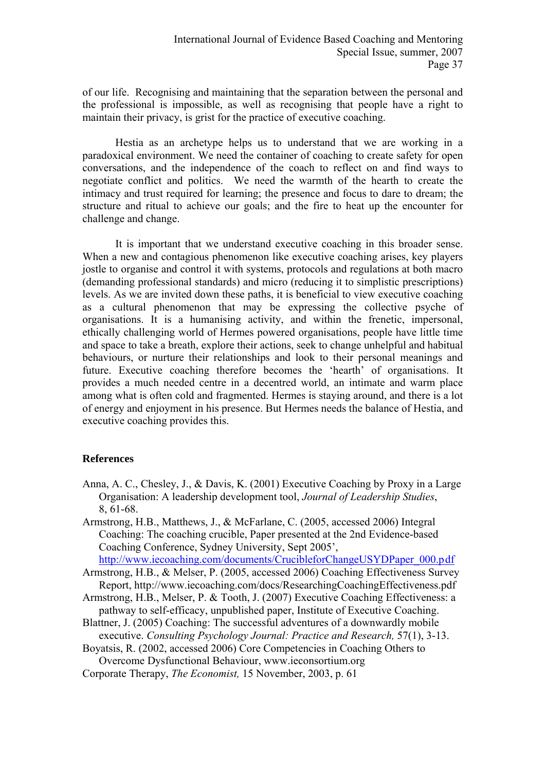of our life. Recognising and maintaining that the separation between the personal and the professional is impossible, as well as recognising that people have a right to maintain their privacy, is grist for the practice of executive coaching.

Hestia as an archetype helps us to understand that we are working in a paradoxical environment. We need the container of coaching to create safety for open conversations, and the independence of the coach to reflect on and find ways to negotiate conflict and politics. We need the warmth of the hearth to create the intimacy and trust required for learning; the presence and focus to dare to dream; the structure and ritual to achieve our goals; and the fire to heat up the encounter for challenge and change.

It is important that we understand executive coaching in this broader sense. When a new and contagious phenomenon like executive coaching arises, key players jostle to organise and control it with systems, protocols and regulations at both macro (demanding professional standards) and micro (reducing it to simplistic prescriptions) levels. As we are invited down these paths, it is beneficial to view executive coaching as a cultural phenomenon that may be expressing the collective psyche of organisations. It is a humanising activity, and within the frenetic, impersonal, ethically challenging world of Hermes powered organisations, people have little time and space to take a breath, explore their actions, seek to change unhelpful and habitual behaviours, or nurture their relationships and look to their personal meanings and future. Executive coaching therefore becomes the 'hearth' of organisations. It provides a much needed centre in a decentred world, an intimate and warm place among what is often cold and fragmented. Hermes is staying around, and there is a lot of energy and enjoyment in his presence. But Hermes needs the balance of Hestia, and executive coaching provides this.

## References

Anna, A. C., Chesley, J., & Davis, K. (2001) Executive Coaching by Proxy in a Large Organisation: A leadership development tool, *Journal of Leadership Studies*, 8, 61-68.

Armstrong, H.B., Matthews, J., & McFarlane, C. (2005, accessed 2006) Integral Coaching: The coaching crucible, Paper presented at the 2nd Evidence-based Coaching Conference, Sydney University, Sept 2005', http://www.iecoaching.com/documents/CrucibleforChangeUSYDPaper_000.pdf

Armstrong, H.B., & Melser, P. (2005, accessed 2006) Coaching Effectiveness Survey Report, http://www.iecoaching.com/docs/ResearchingCoachingEffectiveness.pdf

Armstrong, H.B., Melser, P. & Tooth, J. (2007) Executive Coaching Effectiveness: a pathway to self-efficacy, unpublished paper, Institute of Executive Coaching.

Blattner, J. (2005) Coaching: The successful adventures of a downwardly mobile executive. *Consulting Psychology Journal: Practice and Research,* 57(1), 3-13.

Boyatsis, R. (2002, accessed 2006) Core Competencies in Coaching Others to Overcome Dysfunctional Behaviour, www.ieconsortium.org

Corporate Therapy, *The Economist,* 15 November, 2003, p. 61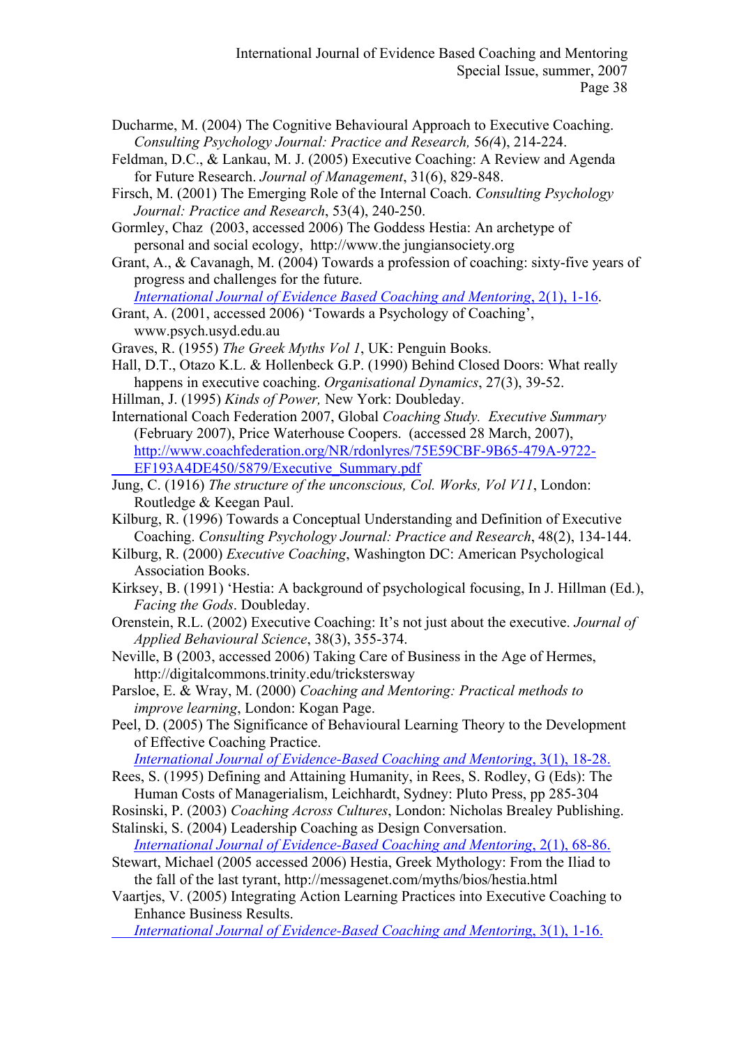Ducharme, M. (2004) The Cognitive Behavioural Approach to Executive Coaching. *Consulting Psychology Journal: Practice and Research,* 56(4), 214-224.

Feldman, D.C., & Lankau, M. J. (2005) Executive Coaching: A Review and Agenda for Future Research. *Journal of Management*, 31(6), 829-848.

Firsch, M. (2001) The Emerging Role of the Internal Coach. *Consulting Psychology Journal: Practice and Research*, 53(4), 240-250.

Gormley, Chaz (2003, accessed 2006) The Goddess Hestia: An archetype of personal and social ecology, http://www.the jungiansociety.org

Grant, A., & Cavanagh, M. (2004) Towards a profession of coaching: sixty-five years of progress and challenges for the future. *International Journal of Evidence Based Coaching and Mentoring*, 2(1), 1-16.

Grant, A. (2001, accessed 2006) 'Towards a Psychology of Coaching', www.psych.usyd.edu.au

Graves, R. (1955) *The Greek Myths Vol 1*, UK: Penguin Books.

Hall, D.T., Otazo K.L. & Hollenbeck G.P. (1990) Behind Closed Doors: What really happens in executive coaching. *Organisational Dynamics*, 27(3), 39-52.

Hillman, J. (1995) *Kinds of Power,* New York: Doubleday.

International Coach Federation 2007, Global *Coaching Study. Executive Summary* (February 2007), Price Waterhouse Coopers. (accessed 28 March, 2007), http://www.coachfederation.org/NR/rdonlyres/75E59CBF-9B65-479A-9722-EF193A4DE450/5879/Executive_Summary.pdf

Jung, C. (1916) *The structure of the unconscious, Col. Works, Vol V11*, London: Routledge & Keegan Paul.

Kilburg, R. (1996) Towards a Conceptual Understanding and Definition of Executive Coaching. *Consulting Psychology Journal: Practice and Research*, 48(2), 134-144.

Kilburg, R. (2000) *Executive Coaching*, Washington DC: American Psychological Association Books.

Kirksey, B. (1991) 'Hestia: A background of psychological focusing, In J. Hillman (Ed.), *Facing the Gods*. Doubleday.

Orenstein, R.L. (2002) Executive Coaching: It's not just about the executive. *Journal of Applied Behavioural Science*, 38(3), 355-374.

Neville, B (2003, accessed 2006) Taking Care of Business in the Age of Hermes, http://digitalcommons.trinity.edu/tricksterswаy

Parsloe, E. & Wray, M. (2000) *Coaching and Mentoring: Practical methods to improve learning*, London: Kogan Page.

Peel, D. (2005) The Significance of Behavioural Learning Theory to the Development of Effective Coaching Practice. *International Journal of Evidence-Based Coaching and Mentoring*, 3(1), 18-28.

Rees, S. (1995) Defining and Attaining Humanity, in Rees, S. Rodley, G (Eds): The Human Costs of Managerialism, Leichhardt, Sydney: Pluto Press, pp 285-304

Rosinski, P. (2003) *Coaching Across Cultures*, London: Nicholas Brealey Publishing.

Stalinski, S. (2004) Leadership Coaching as Design Conversation. *International Journal of Evidence-Based Coaching and Mentoring*, 2(1), 68-86.

Stewart, Michael (2005 accessed 2006) Hestia, Greek Mythology: From the Iliad to the fall of the last tyrant, http://messagenet.com/myths/bios/hestia.html

Vaartjes, V. (2005) Integrating Action Learning Practices into Executive Coaching to Enhance Business Results. *International Journal of Evidence-Based Coaching and Mentoring*, 3(1), 1-16.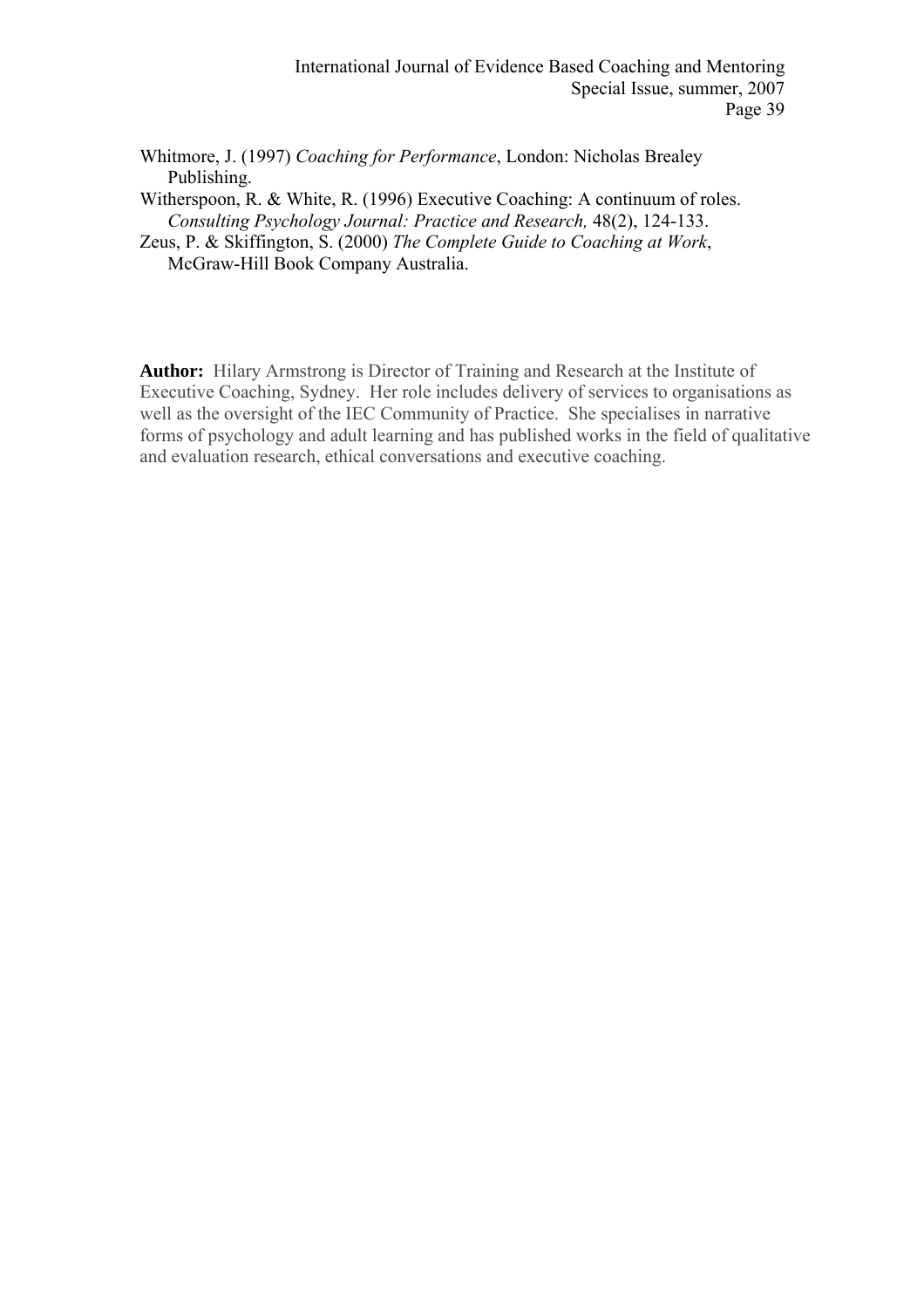Whitmore, J. (1997) *Coaching for Performance*, London: Nicholas Brealey Publishing.

Witherspoon, R. & White, R. (1996) Executive Coaching: A continuum of roles. *Consulting Psychology Journal: Practice and Research,* 48(2), 124-133.

Zeus, P. & Skiffington, S. (2000) *The Complete Guide to Coaching at Work*, McGraw-Hill Book Company Australia.

**Author:** Hilary Armstrong is Director of Training and Research at the Institute of Executive Coaching, Sydney. Her role includes delivery of services to organisations as well as the oversight of the IEC Community of Practice. She specialises in narrative forms of psychology and adult learning and has published works in the field of qualitative and evaluation research, ethical conversations and executive coaching.